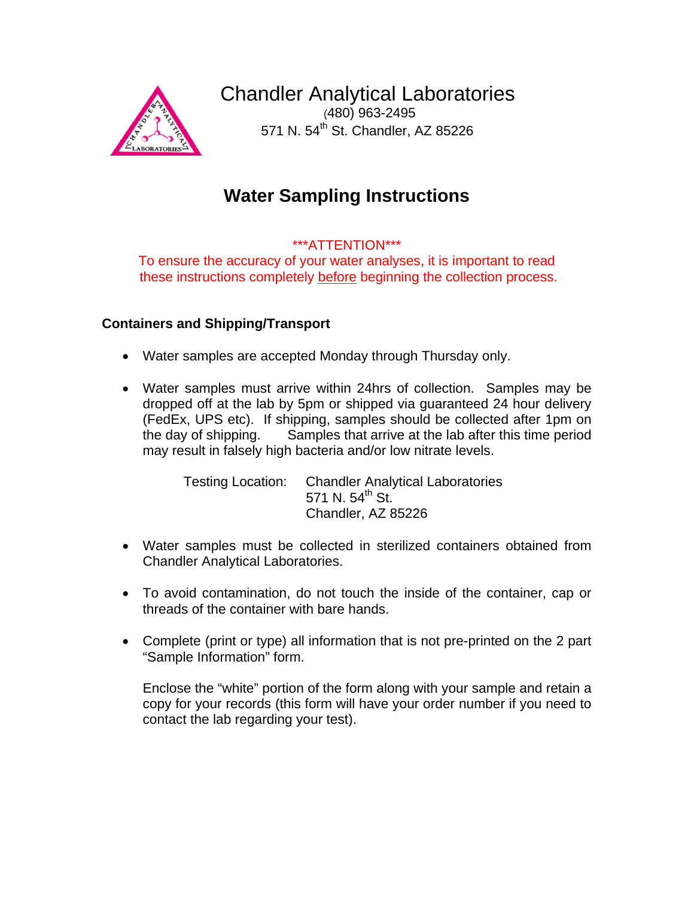# Chandler Analytical Laboratories

(480) 963-2495
571 N. 54th St. Chandler, AZ 85226

## Water Sampling Instructions

***ATTENTION***
To ensure the accuracy of your water analyses, it is important to read these instructions completely before beginning the collection process.

### Containers and Shipping/Transport

- Water samples are accepted Monday through Thursday only.

- Water samples must arrive within 24hrs of collection. Samples may be dropped off at the lab by 5pm or shipped via guaranteed 24 hour delivery (FedEx, UPS etc). If shipping, samples should be collected after 1pm on the day of shipping. Samples that arrive at the lab after this time period may result in falsely high bacteria and/or low nitrate levels.

  Testing Location: Chandler Analytical Laboratories
  571 N. 54th St.
  Chandler, AZ 85226

- Water samples must be collected in sterilized containers obtained from Chandler Analytical Laboratories.

- To avoid contamination, do not touch the inside of the container, cap or threads of the container with bare hands.

- Complete (print or type) all information that is not pre-printed on the 2 part "Sample Information" form.

  Enclose the "white" portion of the form along with your sample and retain a copy for your records (this form will have your order number if you need to contact the lab regarding your test).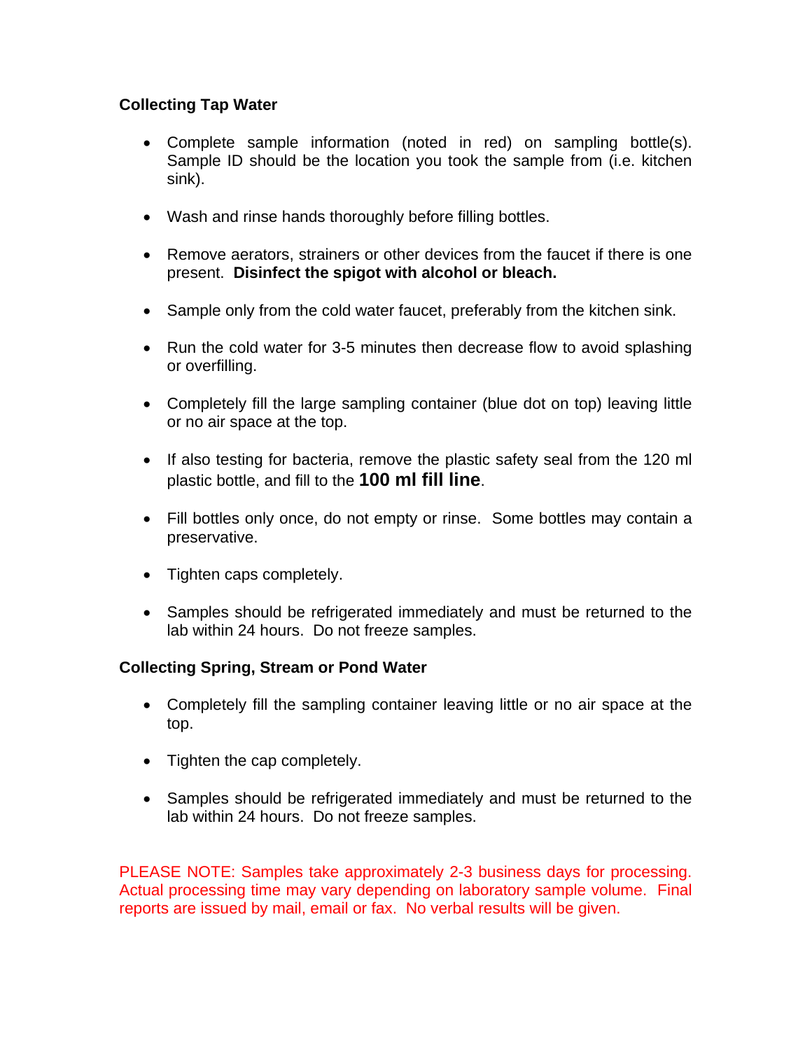### Collecting Tap Water

- Complete sample information (noted in red) on sampling bottle(s). Sample ID should be the location you took the sample from (i.e. kitchen sink).
- Wash and rinse hands thoroughly before filling bottles.
- Remove aerators, strainers or other devices from the faucet if there is one present. **Disinfect the spigot with alcohol or bleach.**
- Sample only from the cold water faucet, preferably from the kitchen sink.
- Run the cold water for 3-5 minutes then decrease flow to avoid splashing or overfilling.
- Completely fill the large sampling container (blue dot on top) leaving little or no air space at the top.
- If also testing for bacteria, remove the plastic safety seal from the 120 ml plastic bottle, and fill to the **100 ml fill line**.
- Fill bottles only once, do not empty or rinse. Some bottles may contain a preservative.
- Tighten caps completely.
- Samples should be refrigerated immediately and must be returned to the lab within 24 hours. Do not freeze samples.

### Collecting Spring, Stream or Pond Water

- Completely fill the sampling container leaving little or no air space at the top.
- Tighten the cap completely.
- Samples should be refrigerated immediately and must be returned to the lab within 24 hours. Do not freeze samples.

PLEASE NOTE: Samples take approximately 2-3 business days for processing. Actual processing time may vary depending on laboratory sample volume. Final reports are issued by mail, email or fax. No verbal results will be given.